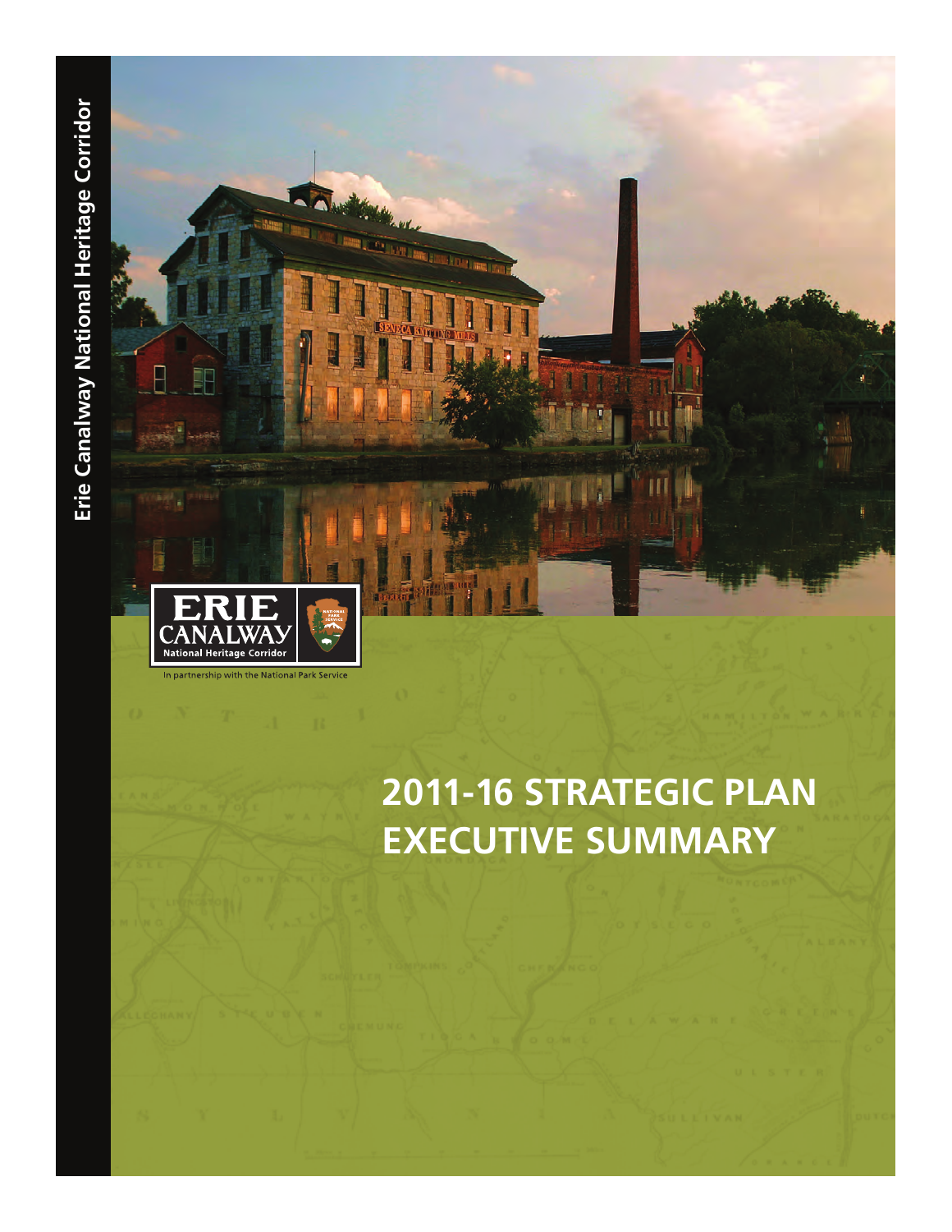Erie Canalway National Heritage Corridor

ERIE CANALWAY National Heritage Corridor

In partnership with the National Park Service

# 2011-16 STRATEGIC PLAN EXECUTIVE SUMMARY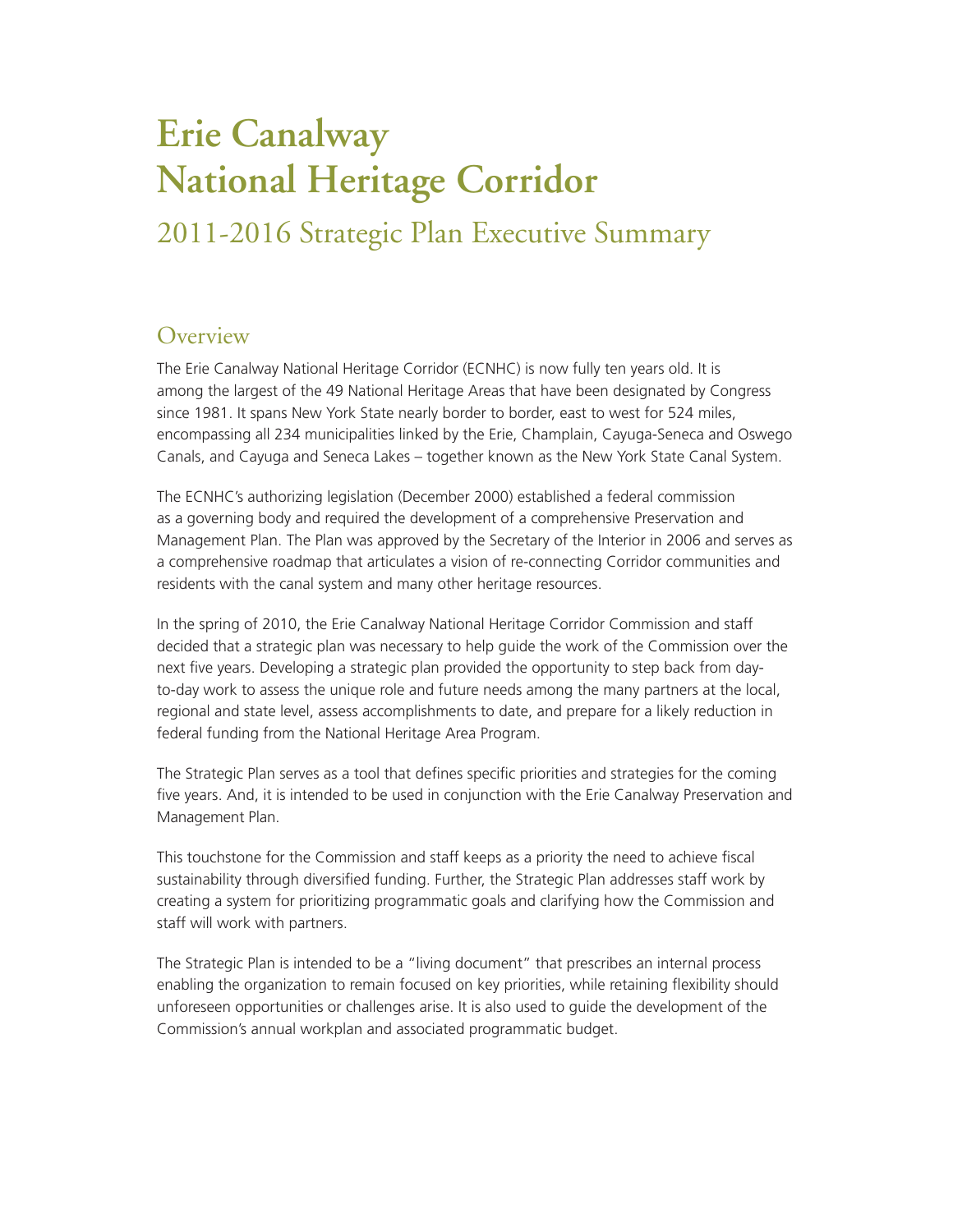# Erie Canalway National Heritage Corridor

## 2011-2016 Strategic Plan Executive Summary

## Overview

The Erie Canalway National Heritage Corridor (ECNHC) is now fully ten years old. It is among the largest of the 49 National Heritage Areas that have been designated by Congress since 1981. It spans New York State nearly border to border, east to west for 524 miles, encompassing all 234 municipalities linked by the Erie, Champlain, Cayuga-Seneca and Oswego Canals, and Cayuga and Seneca Lakes – together known as the New York State Canal System.

The ECNHC's authorizing legislation (December 2000) established a federal commission as a governing body and required the development of a comprehensive Preservation and Management Plan. The Plan was approved by the Secretary of the Interior in 2006 and serves as a comprehensive roadmap that articulates a vision of re-connecting Corridor communities and residents with the canal system and many other heritage resources.

In the spring of 2010, the Erie Canalway National Heritage Corridor Commission and staff decided that a strategic plan was necessary to help guide the work of the Commission over the next five years. Developing a strategic plan provided the opportunity to step back from day-to-day work to assess the unique role and future needs among the many partners at the local, regional and state level, assess accomplishments to date, and prepare for a likely reduction in federal funding from the National Heritage Area Program.

The Strategic Plan serves as a tool that defines specific priorities and strategies for the coming five years. And, it is intended to be used in conjunction with the Erie Canalway Preservation and Management Plan.

This touchstone for the Commission and staff keeps as a priority the need to achieve fiscal sustainability through diversified funding. Further, the Strategic Plan addresses staff work by creating a system for prioritizing programmatic goals and clarifying how the Commission and staff will work with partners.

The Strategic Plan is intended to be a "living document" that prescribes an internal process enabling the organization to remain focused on key priorities, while retaining flexibility should unforeseen opportunities or challenges arise. It is also used to guide the development of the Commission's annual workplan and associated programmatic budget.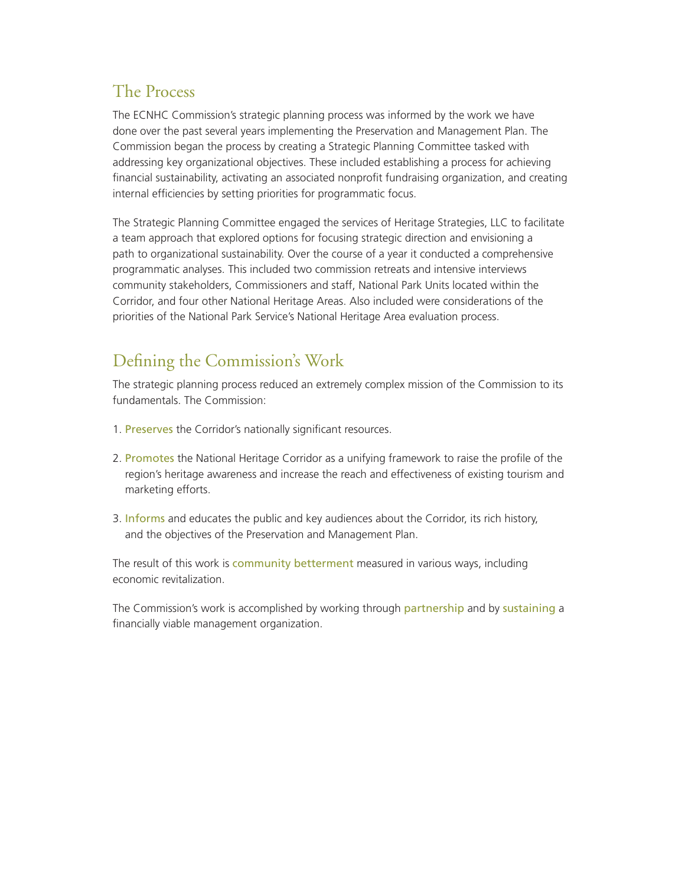## The Process

The ECNHC Commission's strategic planning process was informed by the work we have done over the past several years implementing the Preservation and Management Plan. The Commission began the process by creating a Strategic Planning Committee tasked with addressing key organizational objectives. These included establishing a process for achieving financial sustainability, activating an associated nonprofit fundraising organization, and creating internal efficiencies by setting priorities for programmatic focus.

The Strategic Planning Committee engaged the services of Heritage Strategies, LLC to facilitate a team approach that explored options for focusing strategic direction and envisioning a path to organizational sustainability. Over the course of a year it conducted a comprehensive programmatic analyses. This included two commission retreats and intensive interviews community stakeholders, Commissioners and staff, National Park Units located within the Corridor, and four other National Heritage Areas. Also included were considerations of the priorities of the National Park Service's National Heritage Area evaluation process.

## Defining the Commission's Work

The strategic planning process reduced an extremely complex mission of the Commission to its fundamentals. The Commission:

1. Preserves the Corridor's nationally significant resources.
2. Promotes the National Heritage Corridor as a unifying framework to raise the profile of the region's heritage awareness and increase the reach and effectiveness of existing tourism and marketing efforts.
3. Informs and educates the public and key audiences about the Corridor, its rich history, and the objectives of the Preservation and Management Plan.

The result of this work is community betterment measured in various ways, including economic revitalization.

The Commission's work is accomplished by working through partnership and by sustaining a financially viable management organization.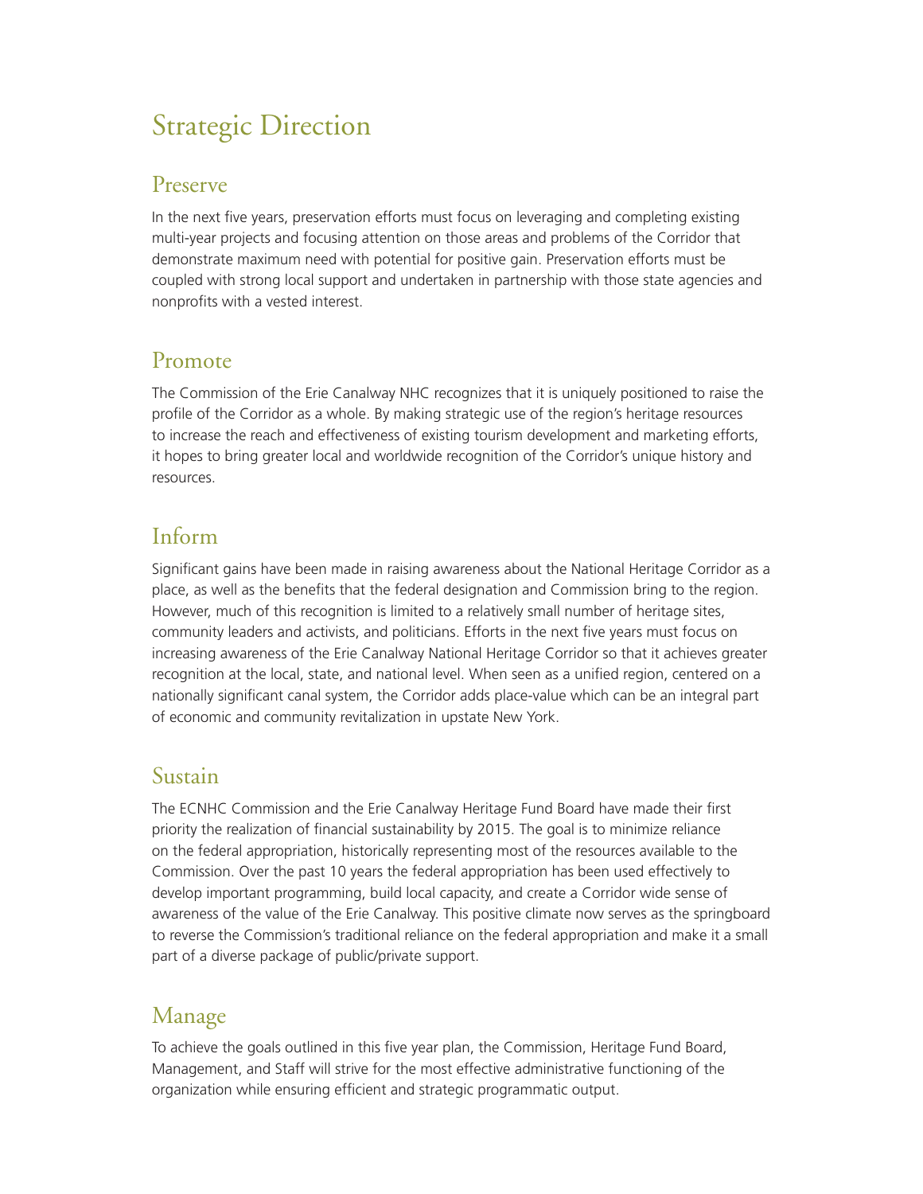# Strategic Direction

## Preserve

In the next five years, preservation efforts must focus on leveraging and completing existing multi-year projects and focusing attention on those areas and problems of the Corridor that demonstrate maximum need with potential for positive gain. Preservation efforts must be coupled with strong local support and undertaken in partnership with those state agencies and nonprofits with a vested interest.

## Promote

The Commission of the Erie Canalway NHC recognizes that it is uniquely positioned to raise the profile of the Corridor as a whole. By making strategic use of the region's heritage resources to increase the reach and effectiveness of existing tourism development and marketing efforts, it hopes to bring greater local and worldwide recognition of the Corridor's unique history and resources.

## Inform

Significant gains have been made in raising awareness about the National Heritage Corridor as a place, as well as the benefits that the federal designation and Commission bring to the region. However, much of this recognition is limited to a relatively small number of heritage sites, community leaders and activists, and politicians. Efforts in the next five years must focus on increasing awareness of the Erie Canalway National Heritage Corridor so that it achieves greater recognition at the local, state, and national level. When seen as a unified region, centered on a nationally significant canal system, the Corridor adds place-value which can be an integral part of economic and community revitalization in upstate New York.

## Sustain

The ECNHC Commission and the Erie Canalway Heritage Fund Board have made their first priority the realization of financial sustainability by 2015. The goal is to minimize reliance on the federal appropriation, historically representing most of the resources available to the Commission. Over the past 10 years the federal appropriation has been used effectively to develop important programming, build local capacity, and create a Corridor wide sense of awareness of the value of the Erie Canalway. This positive climate now serves as the springboard to reverse the Commission's traditional reliance on the federal appropriation and make it a small part of a diverse package of public/private support.

## Manage

To achieve the goals outlined in this five year plan, the Commission, Heritage Fund Board, Management, and Staff will strive for the most effective administrative functioning of the organization while ensuring efficient and strategic programmatic output.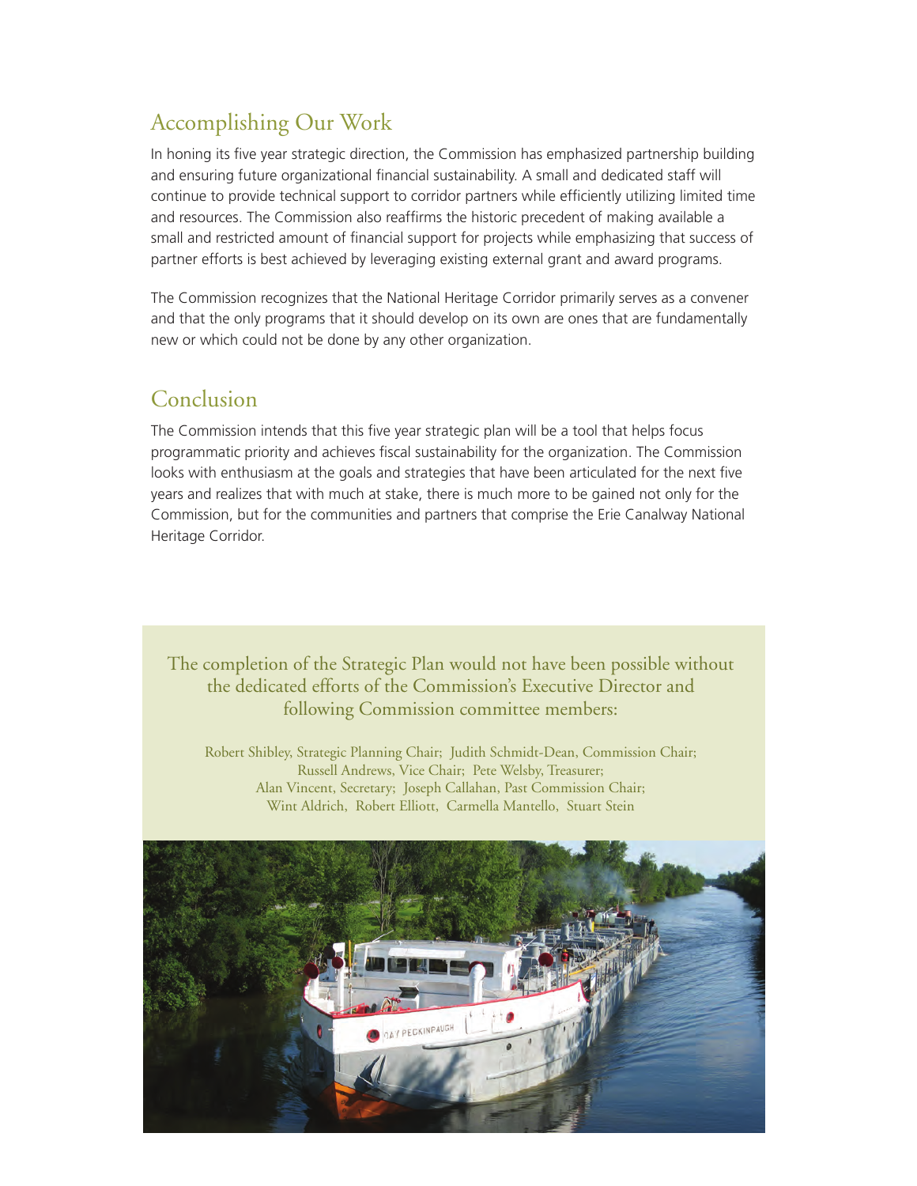## Accomplishing Our Work

In honing its five year strategic direction, the Commission has emphasized partnership building and ensuring future organizational financial sustainability. A small and dedicated staff will continue to provide technical support to corridor partners while efficiently utilizing limited time and resources. The Commission also reaffirms the historic precedent of making available a small and restricted amount of financial support for projects while emphasizing that success of partner efforts is best achieved by leveraging existing external grant and award programs.

The Commission recognizes that the National Heritage Corridor primarily serves as a convener and that the only programs that it should develop on its own are ones that are fundamentally new or which could not be done by any other organization.

## Conclusion

The Commission intends that this five year strategic plan will be a tool that helps focus programmatic priority and achieves fiscal sustainability for the organization. The Commission looks with enthusiasm at the goals and strategies that have been articulated for the next five years and realizes that with much at stake, there is much more to be gained not only for the Commission, but for the communities and partners that comprise the Erie Canalway National Heritage Corridor.

The completion of the Strategic Plan would not have been possible without the dedicated efforts of the Commission's Executive Director and following Commission committee members:

Robert Shibley, Strategic Planning Chair; Judith Schmidt-Dean, Commission Chair; Russell Andrews, Vice Chair; Pete Welsby, Treasurer; Alan Vincent, Secretary; Joseph Callahan, Past Commission Chair; Wint Aldrich, Robert Elliott, Carmella Mantello, Stuart Stein